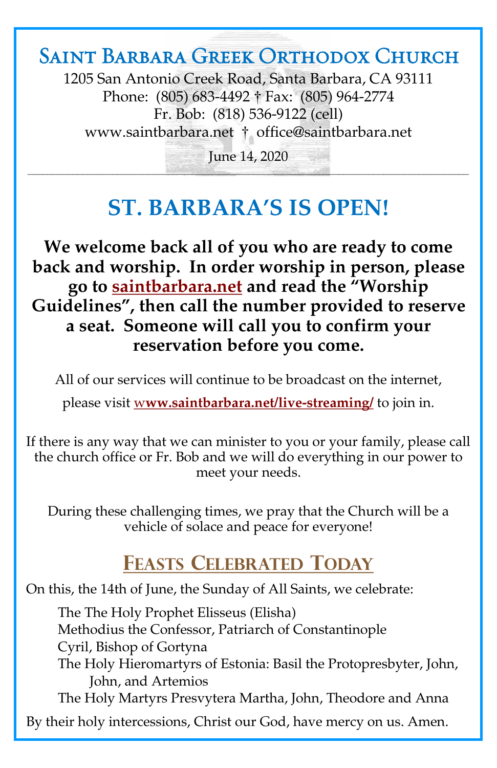# Saint Barbara Greek Orthodox Church

1205 San Antonio Creek Road, Santa Barbara, CA 93111
Phone: (805) 683-4492 † Fax: (805) 964-2774
Fr. Bob: (818) 536-9122 (cell)
www.saintbarbara.net † office@saintbarbara.net

June 14, 2020

---

## ST. BARBARA'S IS OPEN!

**We welcome back all of you who are ready to come back and worship. In order worship in person, please go to saintbarbara.net and read the "Worship Guidelines", then call the number provided to reserve a seat. Someone will call you to confirm your reservation before you come.**

All of our services will continue to be broadcast on the internet, please visit **www.saintbarbara.net/live-streaming/** to join in.

If there is any way that we can minister to you or your family, please call the church office or Fr. Bob and we will do everything in our power to meet your needs.

During these challenging times, we pray that the Church will be a vehicle of solace and peace for everyone!

## Feasts Celebrated Today

On this, the 14th of June, the Sunday of All Saints, we celebrate:

- The The Holy Prophet Elisseus (Elisha)
- Methodius the Confessor, Patriarch of Constantinople
- Cyril, Bishop of Gortyna
- The Holy Hieromartyrs of Estonia: Basil the Protopresbyter, John, John, and Artemios
- The Holy Martyrs Presvytera Martha, John, Theodore and Anna

By their holy intercessions, Christ our God, have mercy on us. Amen.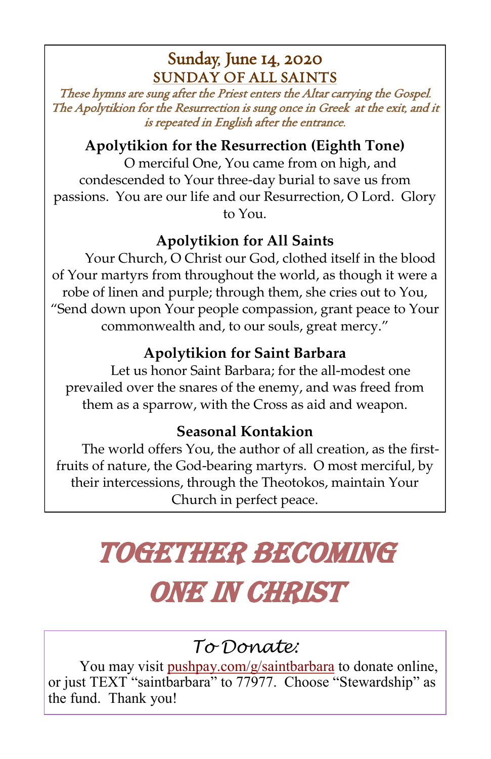# Sunday, June 14, 2020

## SUNDAY OF ALL SAINTS

*These hymns are sung after the Priest enters the Altar carrying the Gospel. The Apolytikion for the Resurrection is sung once in Greek at the exit, and it is repeated in English after the entrance.*

### Apolytikion for the Resurrection (Eighth Tone)

O merciful One, You came from on high, and condescended to Your three-day burial to save us from passions. You are our life and our Resurrection, O Lord. Glory to You.

### Apolytikion for All Saints

Your Church, O Christ our God, clothed itself in the blood of Your martyrs from throughout the world, as though it were a robe of linen and purple; through them, she cries out to You, "Send down upon Your people compassion, grant peace to Your commonwealth and, to our souls, great mercy."

### Apolytikion for Saint Barbara

Let us honor Saint Barbara; for the all-modest one prevailed over the snares of the enemy, and was freed from them as a sparrow, with the Cross as aid and weapon.

### Seasonal Kontakion

The world offers You, the author of all creation, as the first-fruits of nature, the God-bearing martyrs. O most merciful, by their intercessions, through the Theotokos, maintain Your Church in perfect peace.

# TOGETHER BECOMING ONE IN CHRIST

## *To Donate:*

You may visit pushpay.com/g/saintbarbara to donate online, or just TEXT "saintbarbara" to 77977. Choose "Stewardship" as the fund. Thank you!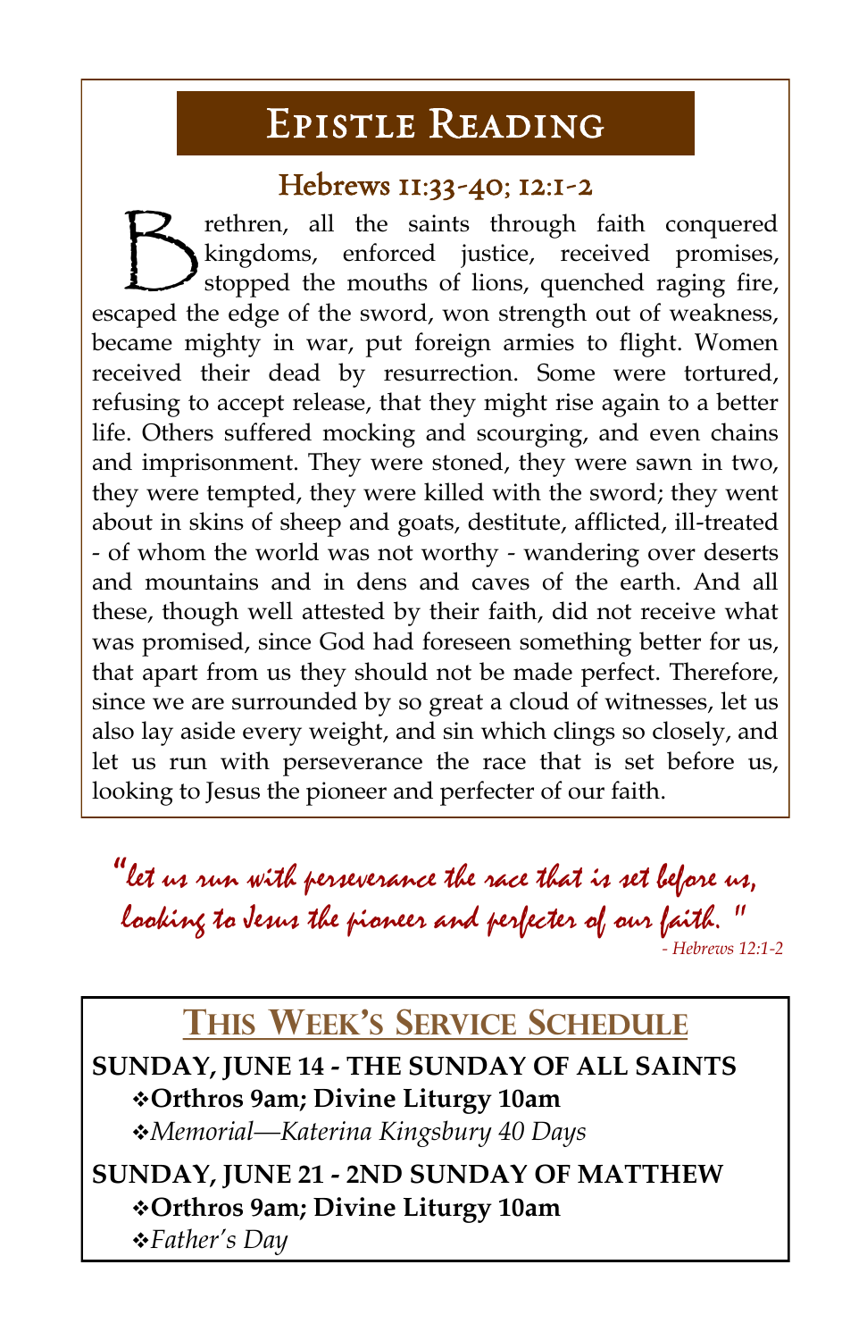# Epistle Reading

## Hebrews 11:33-40; 12:1-2

Brethren, all the saints through faith conquered kingdoms, enforced justice, received promises, stopped the mouths of lions, quenched raging fire, escaped the edge of the sword, won strength out of weakness, became mighty in war, put foreign armies to flight. Women received their dead by resurrection. Some were tortured, refusing to accept release, that they might rise again to a better life. Others suffered mocking and scourging, and even chains and imprisonment. They were stoned, they were sawn in two, they were tempted, they were killed with the sword; they went about in skins of sheep and goats, destitute, afflicted, ill-treated - of whom the world was not worthy - wandering over deserts and mountains and in dens and caves of the earth. And all these, though well attested by their faith, did not receive what was promised, since God had foreseen something better for us, that apart from us they should not be made perfect. Therefore, since we are surrounded by so great a cloud of witnesses, let us also lay aside every weight, and sin which clings so closely, and let us run with perseverance the race that is set before us, looking to Jesus the pioneer and perfecter of our faith.

*"let us run with perseverance the race that is set before us, looking to Jesus the pioneer and perfecter of our faith."*

*- Hebrews 12:1-2*

## This Week's Service Schedule

**SUNDAY, JUNE 14 - THE SUNDAY OF ALL SAINTS**

- **Orthros 9am; Divine Liturgy 10am**
- *Memorial—Katerina Kingsbury 40 Days*

**SUNDAY, JUNE 21 - 2ND SUNDAY OF MATTHEW**

- **Orthros 9am; Divine Liturgy 10am**
- *Father's Day*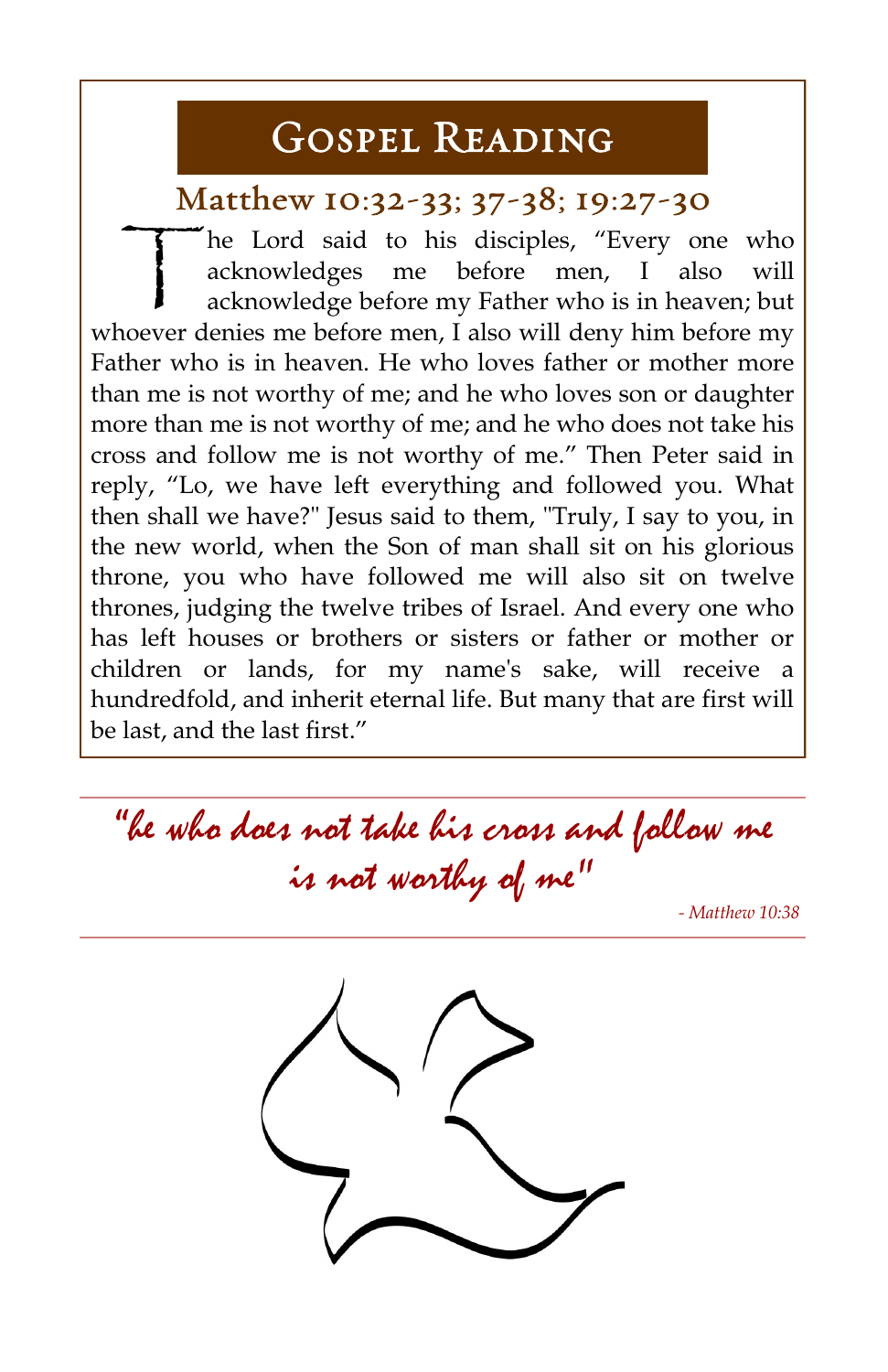# Gospel Reading

## Matthew 10:32-33; 37-38; 19:27-30

The Lord said to his disciples, "Every one who acknowledges me before men, I also will acknowledge before my Father who is in heaven; but whoever denies me before men, I also will deny him before my Father who is in heaven. He who loves father or mother more than me is not worthy of me; and he who loves son or daughter more than me is not worthy of me; and he who does not take his cross and follow me is not worthy of me." Then Peter said in reply, "Lo, we have left everything and followed you. What then shall we have?" Jesus said to them, "Truly, I say to you, in the new world, when the Son of man shall sit on his glorious throne, you who have followed me will also sit on twelve thrones, judging the twelve tribes of Israel. And every one who has left houses or brothers or sisters or father or mother or children or lands, for my name's sake, will receive a hundredfold, and inherit eternal life. But many that are first will be last, and the last first."

---

*"he who does not take his cross and follow me is not worthy of me"*

*- Matthew 10:38*

---